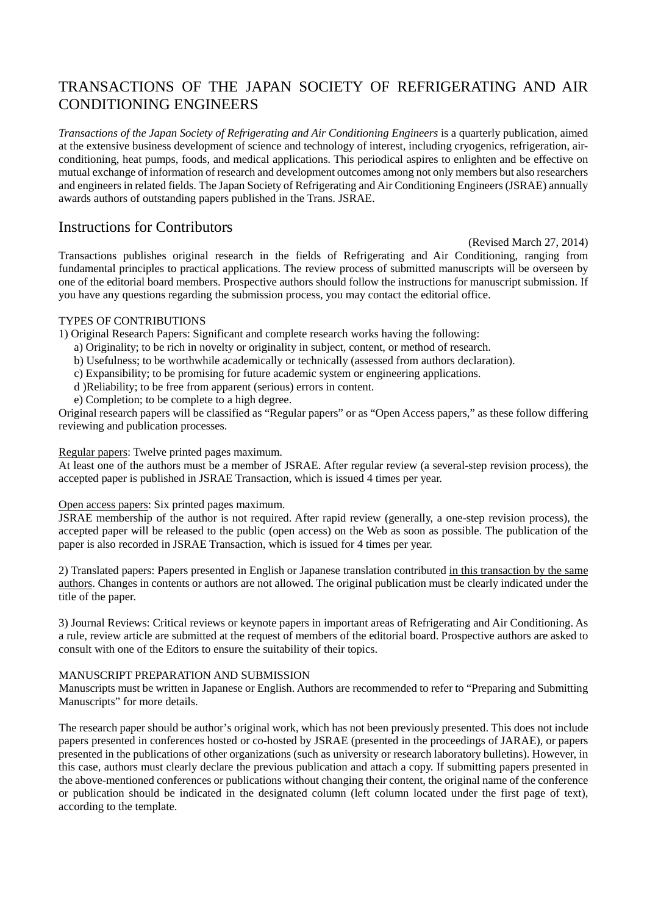# TRANSACTIONS OF THE JAPAN SOCIETY OF REFRIGERATING AND AIR CONDITIONING ENGINEERS

*Transactions of the Japan Society of Refrigerating and Air Conditioning Engineers* is a quarterly publication, aimed at the extensive business development of science and technology of interest, including cryogenics, refrigeration, air-conditioning, heat pumps, foods, and medical applications. This periodical aspires to enlighten and be effective on mutual exchange of information of research and development outcomes among not only members but also researchers and engineers in related fields. The Japan Society of Refrigerating and Air Conditioning Engineers (JSRAE) annually awards authors of outstanding papers published in the Trans. JSRAE.

## Instructions for Contributors

(Revised March 27, 2014)

Transactions publishes original research in the fields of Refrigerating and Air Conditioning, ranging from fundamental principles to practical applications. The review process of submitted manuscripts will be overseen by one of the editorial board members. Prospective authors should follow the instructions for manuscript submission. If you have any questions regarding the submission process, you may contact the editorial office.

TYPES OF CONTRIBUTIONS

1) Original Research Papers: Significant and complete research works having the following:

- a) Originality; to be rich in novelty or originality in subject, content, or method of research.
- b) Usefulness; to be worthwhile academically or technically (assessed from authors declaration).
- c) Expansibility; to be promising for future academic system or engineering applications.
- d )Reliability; to be free from apparent (serious) errors in content.
- e) Completion; to be complete to a high degree.

Original research papers will be classified as "Regular papers" or as "Open Access papers," as these follow differing reviewing and publication processes.

<u>Regular papers</u>: Twelve printed pages maximum.
At least one of the authors must be a member of JSRAE. After regular review (a several-step revision process), the accepted paper is published in JSRAE Transaction, which is issued 4 times per year.

<u>Open access papers</u>: Six printed pages maximum.
JSRAE membership of the author is not required. After rapid review (generally, a one-step revision process), the accepted paper will be released to the public (open access) on the Web as soon as possible. The publication of the paper is also recorded in JSRAE Transaction, which is issued for 4 times per year.

2) Translated papers: Papers presented in English or Japanese translation contributed <u>in this transaction by the same authors</u>. Changes in contents or authors are not allowed. The original publication must be clearly indicated under the title of the paper.

3) Journal Reviews: Critical reviews or keynote papers in important areas of Refrigerating and Air Conditioning. As a rule, review article are submitted at the request of members of the editorial board. Prospective authors are asked to consult with one of the Editors to ensure the suitability of their topics.

MANUSCRIPT PREPARATION AND SUBMISSION

Manuscripts must be written in Japanese or English. Authors are recommended to refer to "Preparing and Submitting Manuscripts" for more details.

The research paper should be author's original work, which has not been previously presented. This does not include papers presented in conferences hosted or co-hosted by JSRAE (presented in the proceedings of JARAE), or papers presented in the publications of other organizations (such as university or research laboratory bulletins). However, in this case, authors must clearly declare the previous publication and attach a copy. If submitting papers presented in the above-mentioned conferences or publications without changing their content, the original name of the conference or publication should be indicated in the designated column (left column located under the first page of text), according to the template.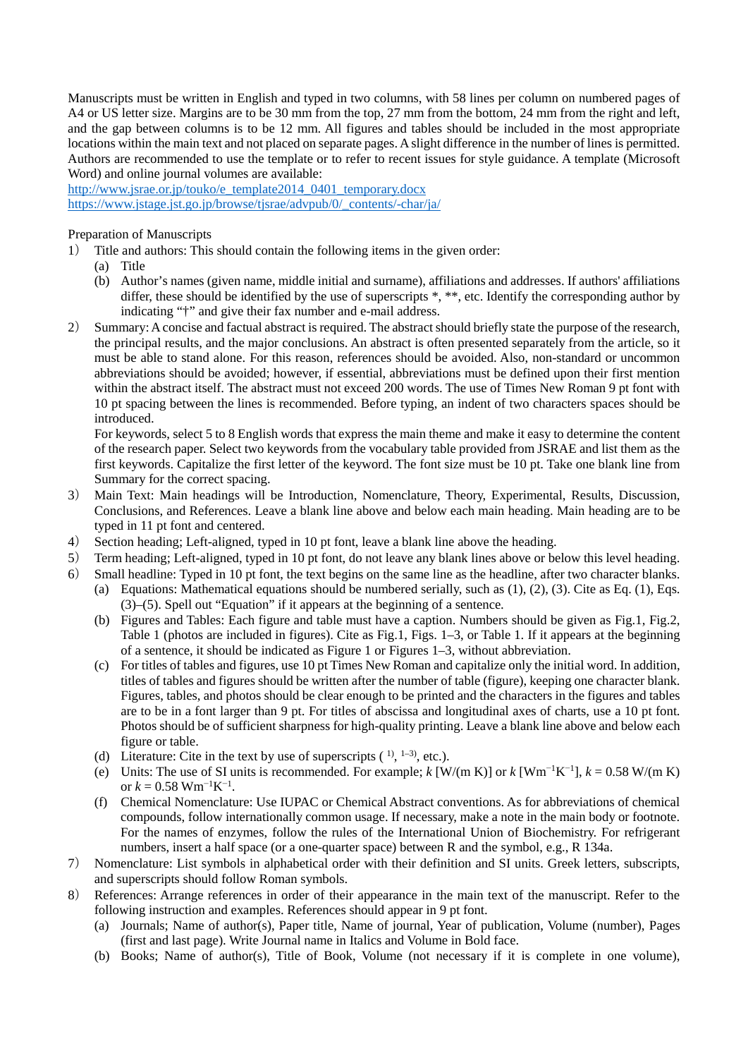Manuscripts must be written in English and typed in two columns, with 58 lines per column on numbered pages of A4 or US letter size. Margins are to be 30 mm from the top, 27 mm from the bottom, 24 mm from the right and left, and the gap between columns is to be 12 mm. All figures and tables should be included in the most appropriate locations within the main text and not placed on separate pages. A slight difference in the number of lines is permitted. Authors are recommended to use the template or to refer to recent issues for style guidance. A template (Microsoft Word) and online journal volumes are available:
http://www.jsrae.or.jp/touko/e_template2014_0401_temporary.docx
https://www.jstage.jst.go.jp/browse/tjsrae/advpub/0/_contents/-char/ja/

Preparation of Manuscripts

1) Title and authors: This should contain the following items in the given order:
   (a) Title
   (b) Author's names (given name, middle initial and surname), affiliations and addresses. If authors' affiliations differ, these should be identified by the use of superscripts *, **, etc. Identify the corresponding author by indicating "†" and give their fax number and e-mail address.
2) Summary: A concise and factual abstract is required. The abstract should briefly state the purpose of the research, the principal results, and the major conclusions. An abstract is often presented separately from the article, so it must be able to stand alone. For this reason, references should be avoided. Also, non-standard or uncommon abbreviations should be avoided; however, if essential, abbreviations must be defined upon their first mention within the abstract itself. The abstract must not exceed 200 words. The use of Times New Roman 9 pt font with 10 pt spacing between the lines is recommended. Before typing, an indent of two characters spaces should be introduced.
   For keywords, select 5 to 8 English words that express the main theme and make it easy to determine the content of the research paper. Select two keywords from the vocabulary table provided from JSRAE and list them as the first keywords. Capitalize the first letter of the keyword. The font size must be 10 pt. Take one blank line from Summary for the correct spacing.
3) Main Text: Main headings will be Introduction, Nomenclature, Theory, Experimental, Results, Discussion, Conclusions, and References. Leave a blank line above and below each main heading. Main heading are to be typed in 11 pt font and centered.
4) Section heading; Left-aligned, typed in 10 pt font, leave a blank line above the heading.
5) Term heading; Left-aligned, typed in 10 pt font, do not leave any blank lines above or below this level heading.
6) Small headline: Typed in 10 pt font, the text begins on the same line as the headline, after two character blanks.
   (a) Equations: Mathematical equations should be numbered serially, such as (1), (2), (3). Cite as Eq. (1), Eqs. (3)–(5). Spell out "Equation" if it appears at the beginning of a sentence.
   (b) Figures and Tables: Each figure and table must have a caption. Numbers should be given as Fig.1, Fig.2, Table 1 (photos are included in figures). Cite as Fig.1, Figs. 1–3, or Table 1. If it appears at the beginning of a sentence, it should be indicated as Figure 1 or Figures 1–3, without abbreviation.
   (c) For titles of tables and figures, use 10 pt Times New Roman and capitalize only the initial word. In addition, titles of tables and figures should be written after the number of table (figure), keeping one character blank. Figures, tables, and photos should be clear enough to be printed and the characters in the figures and tables are to be in a font larger than 9 pt. For titles of abscissa and longitudinal axes of charts, use a 10 pt font. Photos should be of sufficient sharpness for high-quality printing. Leave a blank line above and below each figure or table.
   (d) Literature: Cite in the text by use of superscripts ( [1], [1–3], etc.).
   (e) Units: The use of SI units is recommended. For example; $k$ [W/(m K)] or $k$ [$\mathrm{Wm^{-1}K^{-1}}$], $k = 0.58$ W/(m K) or $k = 0.58\ \mathrm{Wm^{-1}K^{-1}}$.
   (f) Chemical Nomenclature: Use IUPAC or Chemical Abstract conventions. As for abbreviations of chemical compounds, follow internationally common usage. If necessary, make a note in the main body or footnote. For the names of enzymes, follow the rules of the International Union of Biochemistry. For refrigerant numbers, insert a half space (or a one-quarter space) between R and the symbol, e.g., R 134a.
7) Nomenclature: List symbols in alphabetical order with their definition and SI units. Greek letters, subscripts, and superscripts should follow Roman symbols.
8) References: Arrange references in order of their appearance in the main text of the manuscript. Refer to the following instruction and examples. References should appear in 9 pt font.
   (a) Journals; Name of author(s), Paper title, Name of journal, Year of publication, Volume (number), Pages (first and last page). Write Journal name in Italics and Volume in Bold face.
   (b) Books; Name of author(s), Title of Book, Volume (not necessary if it is complete in one volume),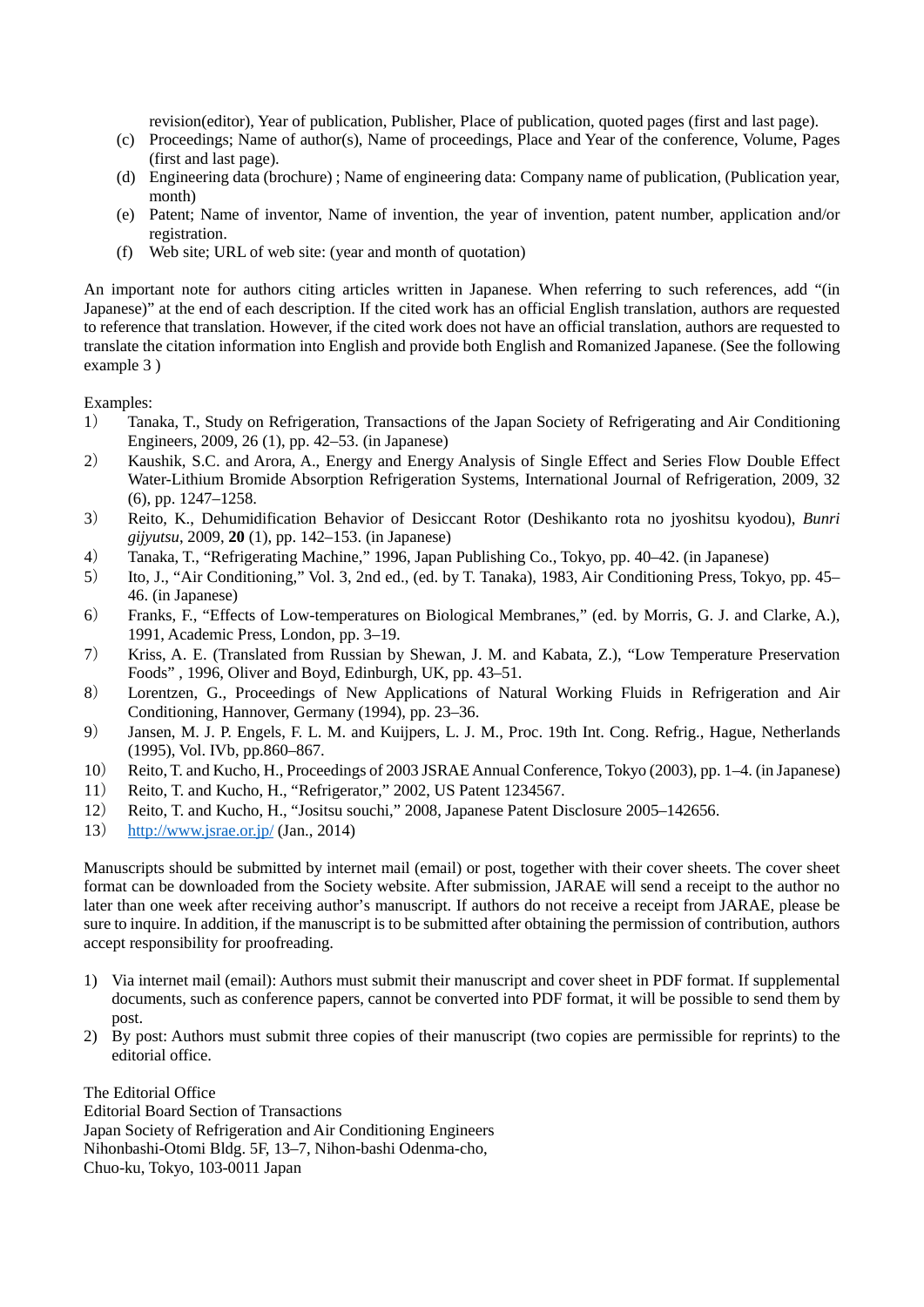revision(editor), Year of publication, Publisher, Place of publication, quoted pages (first and last page).

(c) Proceedings; Name of author(s), Name of proceedings, Place and Year of the conference, Volume, Pages (first and last page).

(d) Engineering data (brochure) ; Name of engineering data: Company name of publication, (Publication year, month)

(e) Patent; Name of inventor, Name of invention, the year of invention, patent number, application and/or registration.

(f) Web site; URL of web site: (year and month of quotation)

An important note for authors citing articles written in Japanese. When referring to such references, add "(in Japanese)" at the end of each description. If the cited work has an official English translation, authors are requested to reference that translation. However, if the cited work does not have an official translation, authors are requested to translate the citation information into English and provide both English and Romanized Japanese. (See the following example 3 )

Examples:

1） Tanaka, T., Study on Refrigeration, Transactions of the Japan Society of Refrigerating and Air Conditioning Engineers, 2009, 26 (1), pp. 42–53. (in Japanese)
2） Kaushik, S.C. and Arora, A., Energy and Energy Analysis of Single Effect and Series Flow Double Effect Water-Lithium Bromide Absorption Refrigeration Systems, International Journal of Refrigeration, 2009, 32 (6), pp. 1247–1258.
3） Reito, K., Dehumidification Behavior of Desiccant Rotor (Deshikanto rota no jyoshitsu kyodou), *Bunri gijyutsu*, 2009, **20** (1), pp. 142–153. (in Japanese)
4） Tanaka, T., "Refrigerating Machine," 1996, Japan Publishing Co., Tokyo, pp. 40–42. (in Japanese)
5） Ito, J., "Air Conditioning," Vol. 3, 2nd ed., (ed. by T. Tanaka), 1983, Air Conditioning Press, Tokyo, pp. 45–46. (in Japanese)
6） Franks, F., "Effects of Low-temperatures on Biological Membranes," (ed. by Morris, G. J. and Clarke, A.), 1991, Academic Press, London, pp. 3–19.
7） Kriss, A. E. (Translated from Russian by Shewan, J. M. and Kabata, Z.), "Low Temperature Preservation Foods" , 1996, Oliver and Boyd, Edinburgh, UK, pp. 43–51.
8） Lorentzen, G., Proceedings of New Applications of Natural Working Fluids in Refrigeration and Air Conditioning, Hannover, Germany (1994), pp. 23–36.
9） Jansen, M. J. P. Engels, F. L. M. and Kuijpers, L. J. M., Proc. 19th Int. Cong. Refrig., Hague, Netherlands (1995), Vol. IVb, pp.860–867.
10） Reito, T. and Kucho, H., Proceedings of 2003 JSRAE Annual Conference, Tokyo (2003), pp. 1–4. (in Japanese)
11） Reito, T. and Kucho, H., "Refrigerator," 2002, US Patent 1234567.
12） Reito, T. and Kucho, H., "Jositsu souchi," 2008, Japanese Patent Disclosure 2005–142656.
13） http://www.jsrae.or.jp/ (Jan., 2014)

Manuscripts should be submitted by internet mail (email) or post, together with their cover sheets. The cover sheet format can be downloaded from the Society website. After submission, JARAE will send a receipt to the author no later than one week after receiving author's manuscript. If authors do not receive a receipt from JARAE, please be sure to inquire. In addition, if the manuscript is to be submitted after obtaining the permission of contribution, authors accept responsibility for proofreading.

1) Via internet mail (email): Authors must submit their manuscript and cover sheet in PDF format. If supplemental documents, such as conference papers, cannot be converted into PDF format, it will be possible to send them by post.
2) By post: Authors must submit three copies of their manuscript (two copies are permissible for reprints) to the editorial office.

The Editorial Office
Editorial Board Section of Transactions
Japan Society of Refrigeration and Air Conditioning Engineers
Nihonbashi-Otomi Bldg. 5F, 13–7, Nihon-bashi Odenma-cho,
Chuo-ku, Tokyo, 103-0011 Japan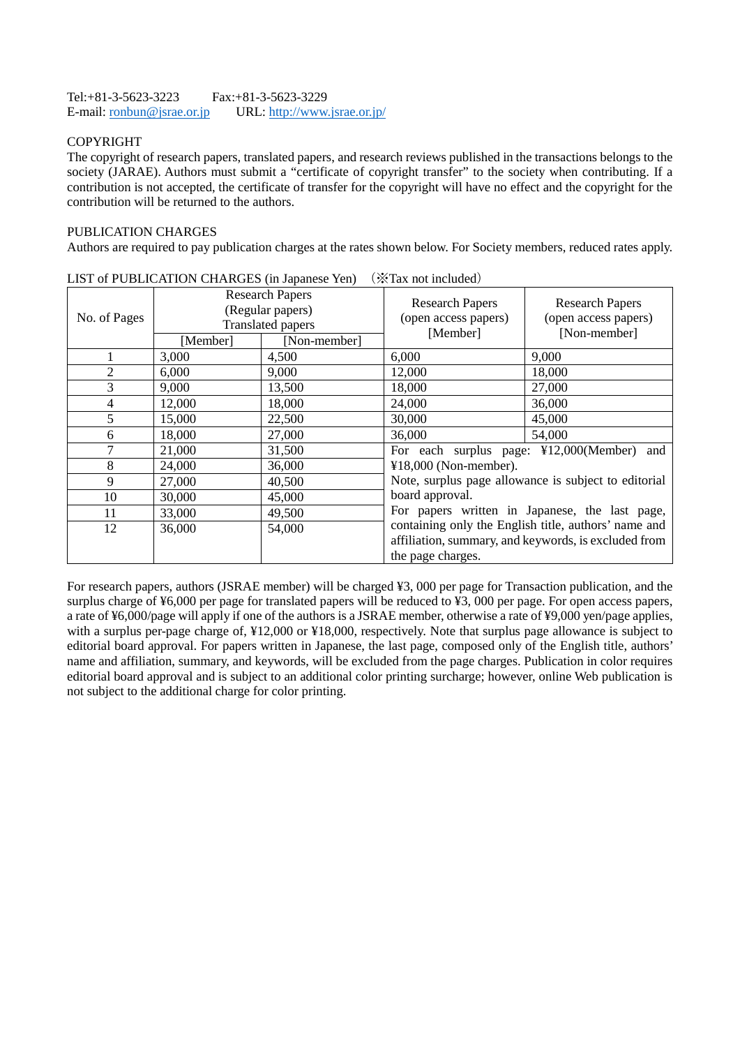Tel:+81-3-5623-3223 Fax:+81-3-5623-3229
E-mail: ronbun@jsrae.or.jp URL: http://www.jsrae.or.jp/

## COPYRIGHT

The copyright of research papers, translated papers, and research reviews published in the transactions belongs to the society (JARAE). Authors must submit a "certificate of copyright transfer" to the society when contributing. If a contribution is not accepted, the certificate of transfer for the copyright will have no effect and the copyright for the contribution will be returned to the authors.

## PUBLICATION CHARGES

Authors are required to pay publication charges at the rates shown below. For Society members, reduced rates apply.

LIST of PUBLICATION CHARGES (in Japanese Yen) （※Tax not included）

| No. of Pages | Research Papers (Regular papers) Translated papers | | Research Papers (open access papers) [Member] | Research Papers (open access papers) [Non-member] |
|---|---|---|---|---|
| | [Member] | [Non-member] | | |
| 1 | 3,000 | 4,500 | 6,000 | 9,000 |
| 2 | 6,000 | 9,000 | 12,000 | 18,000 |
| 3 | 9,000 | 13,500 | 18,000 | 27,000 |
| 4 | 12,000 | 18,000 | 24,000 | 36,000 |
| 5 | 15,000 | 22,500 | 30,000 | 45,000 |
| 6 | 18,000 | 27,000 | 36,000 | 54,000 |
| 7 | 21,000 | 31,500 | For each surplus page: ¥12,000(Member) and ¥18,000 (Non-member). Note, surplus page allowance is subject to editorial board approval. For papers written in Japanese, the last page, containing only the English title, authors' name and affiliation, summary, and keywords, is excluded from the page charges. | |
| 8 | 24,000 | 36,000 | | |
| 9 | 27,000 | 40,500 | | |
| 10 | 30,000 | 45,000 | | |
| 11 | 33,000 | 49,500 | | |
| 12 | 36,000 | 54,000 | | |

For research papers, authors (JSRAE member) will be charged ¥3, 000 per page for Transaction publication, and the surplus charge of ¥6,000 per page for translated papers will be reduced to ¥3, 000 per page. For open access papers, a rate of ¥6,000/page will apply if one of the authors is a JSRAE member, otherwise a rate of ¥9,000 yen/page applies, with a surplus per-page charge of, ¥12,000 or ¥18,000, respectively. Note that surplus page allowance is subject to editorial board approval. For papers written in Japanese, the last page, composed only of the English title, authors' name and affiliation, summary, and keywords, will be excluded from the page charges. Publication in color requires editorial board approval and is subject to an additional color printing surcharge; however, online Web publication is not subject to the additional charge for color printing.